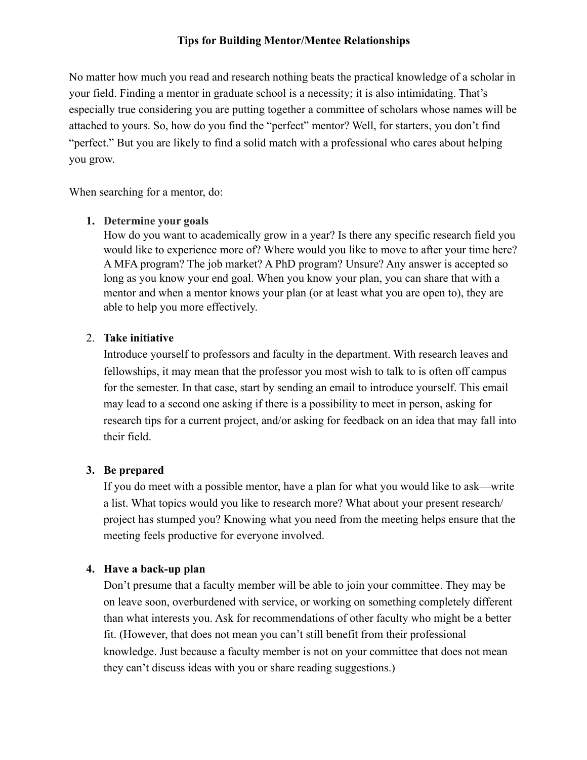# Tips for Building Mentor/Mentee Relationships

No matter how much you read and research nothing beats the practical knowledge of a scholar in your field. Finding a mentor in graduate school is a necessity; it is also intimidating. That's especially true considering you are putting together a committee of scholars whose names will be attached to yours. So, how do you find the "perfect" mentor? Well, for starters, you don't find "perfect." But you are likely to find a solid match with a professional who cares about helping you grow.

When searching for a mentor, do:

1. **Determine your goals**
   How do you want to academically grow in a year? Is there any specific research field you would like to experience more of? Where would you like to move to after your time here? A MFA program? The job market? A PhD program? Unsure? Any answer is accepted so long as you know your end goal. When you know your plan, you can share that with a mentor and when a mentor knows your plan (or at least what you are open to), they are able to help you more effectively.

2. **Take initiative**
   Introduce yourself to professors and faculty in the department. With research leaves and fellowships, it may mean that the professor you most wish to talk to is often off campus for the semester. In that case, start by sending an email to introduce yourself. This email may lead to a second one asking if there is a possibility to meet in person, asking for research tips for a current project, and/or asking for feedback on an idea that may fall into their field.

3. **Be prepared**
   If you do meet with a possible mentor, have a plan for what you would like to ask—write a list. What topics would you like to research more? What about your present research/ project has stumped you? Knowing what you need from the meeting helps ensure that the meeting feels productive for everyone involved.

4. **Have a back-up plan**
   Don't presume that a faculty member will be able to join your committee. They may be on leave soon, overburdened with service, or working on something completely different than what interests you. Ask for recommendations of other faculty who might be a better fit. (However, that does not mean you can't still benefit from their professional knowledge. Just because a faculty member is not on your committee that does not mean they can't discuss ideas with you or share reading suggestions.)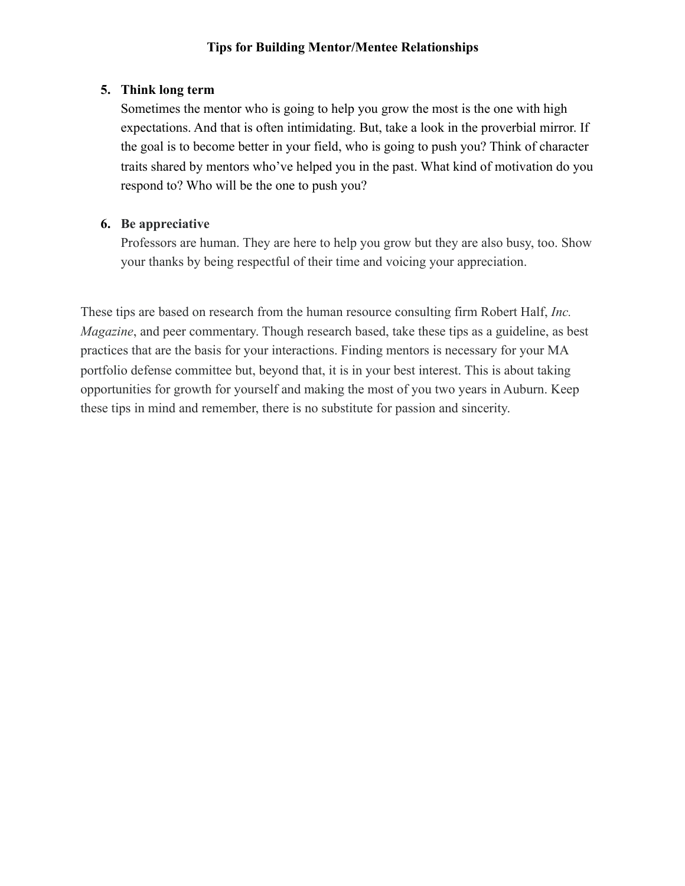**Tips for Building Mentor/Mentee Relationships**

5. **Think long term**
   Sometimes the mentor who is going to help you grow the most is the one with high expectations. And that is often intimidating. But, take a look in the proverbial mirror. If the goal is to become better in your field, who is going to push you? Think of character traits shared by mentors who've helped you in the past. What kind of motivation do you respond to? Who will be the one to push you?

6. **Be appreciative**
   Professors are human. They are here to help you grow but they are also busy, too. Show your thanks by being respectful of their time and voicing your appreciation.

These tips are based on research from the human resource consulting firm Robert Half, *Inc. Magazine*, and peer commentary. Though research based, take these tips as a guideline, as best practices that are the basis for your interactions. Finding mentors is necessary for your MA portfolio defense committee but, beyond that, it is in your best interest. This is about taking opportunities for growth for yourself and making the most of you two years in Auburn. Keep these tips in mind and remember, there is no substitute for passion and sincerity.